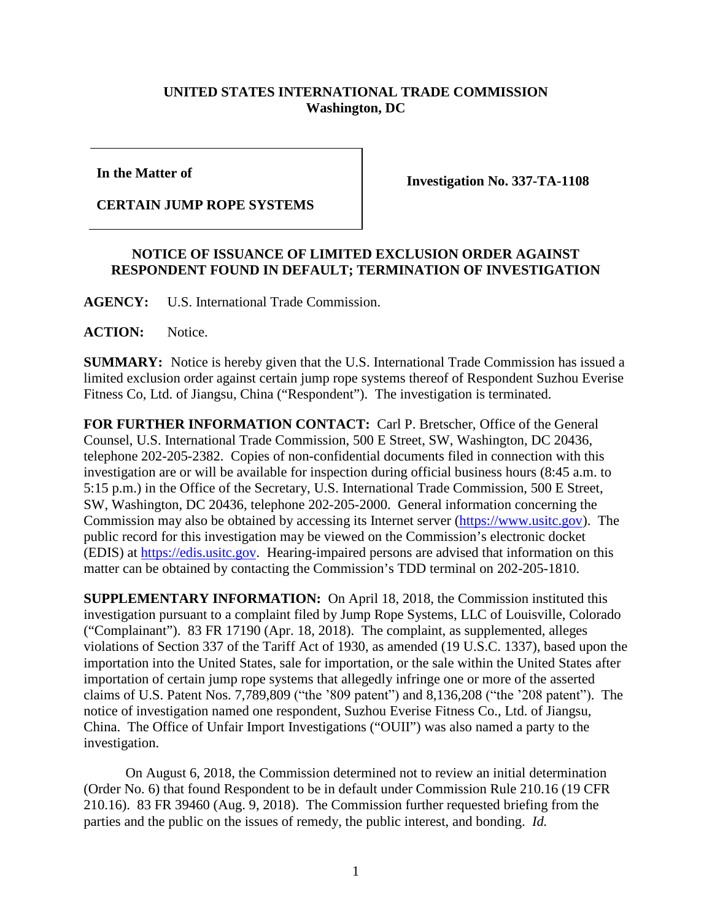**UNITED STATES INTERNATIONAL TRADE COMMISSION**
**Washington, DC**

| | |
|---|---|
| **In the Matter of**<br><br>**CERTAIN JUMP ROPE SYSTEMS** | **Investigation No. 337-TA-1108** |

**NOTICE OF ISSUANCE OF LIMITED EXCLUSION ORDER AGAINST RESPONDENT FOUND IN DEFAULT; TERMINATION OF INVESTIGATION**

**AGENCY:** U.S. International Trade Commission.

**ACTION:** Notice.

**SUMMARY:** Notice is hereby given that the U.S. International Trade Commission has issued a limited exclusion order against certain jump rope systems thereof of Respondent Suzhou Everise Fitness Co, Ltd. of Jiangsu, China ("Respondent"). The investigation is terminated.

**FOR FURTHER INFORMATION CONTACT:** Carl P. Bretscher, Office of the General Counsel, U.S. International Trade Commission, 500 E Street, SW, Washington, DC 20436, telephone 202-205-2382. Copies of non-confidential documents filed in connection with this investigation are or will be available for inspection during official business hours (8:45 a.m. to 5:15 p.m.) in the Office of the Secretary, U.S. International Trade Commission, 500 E Street, SW, Washington, DC 20436, telephone 202-205-2000. General information concerning the Commission may also be obtained by accessing its Internet server (https://www.usitc.gov). The public record for this investigation may be viewed on the Commission's electronic docket (EDIS) at https://edis.usitc.gov. Hearing-impaired persons are advised that information on this matter can be obtained by contacting the Commission's TDD terminal on 202-205-1810.

**SUPPLEMENTARY INFORMATION:** On April 18, 2018, the Commission instituted this investigation pursuant to a complaint filed by Jump Rope Systems, LLC of Louisville, Colorado ("Complainant"). 83 FR 17190 (Apr. 18, 2018). The complaint, as supplemented, alleges violations of Section 337 of the Tariff Act of 1930, as amended (19 U.S.C. 1337), based upon the importation into the United States, sale for importation, or the sale within the United States after importation of certain jump rope systems that allegedly infringe one or more of the asserted claims of U.S. Patent Nos. 7,789,809 ("the '809 patent") and 8,136,208 ("the '208 patent"). The notice of investigation named one respondent, Suzhou Everise Fitness Co., Ltd. of Jiangsu, China. The Office of Unfair Import Investigations ("OUII") was also named a party to the investigation.

On August 6, 2018, the Commission determined not to review an initial determination (Order No. 6) that found Respondent to be in default under Commission Rule 210.16 (19 CFR 210.16). 83 FR 39460 (Aug. 9, 2018). The Commission further requested briefing from the parties and the public on the issues of remedy, the public interest, and bonding. *Id.*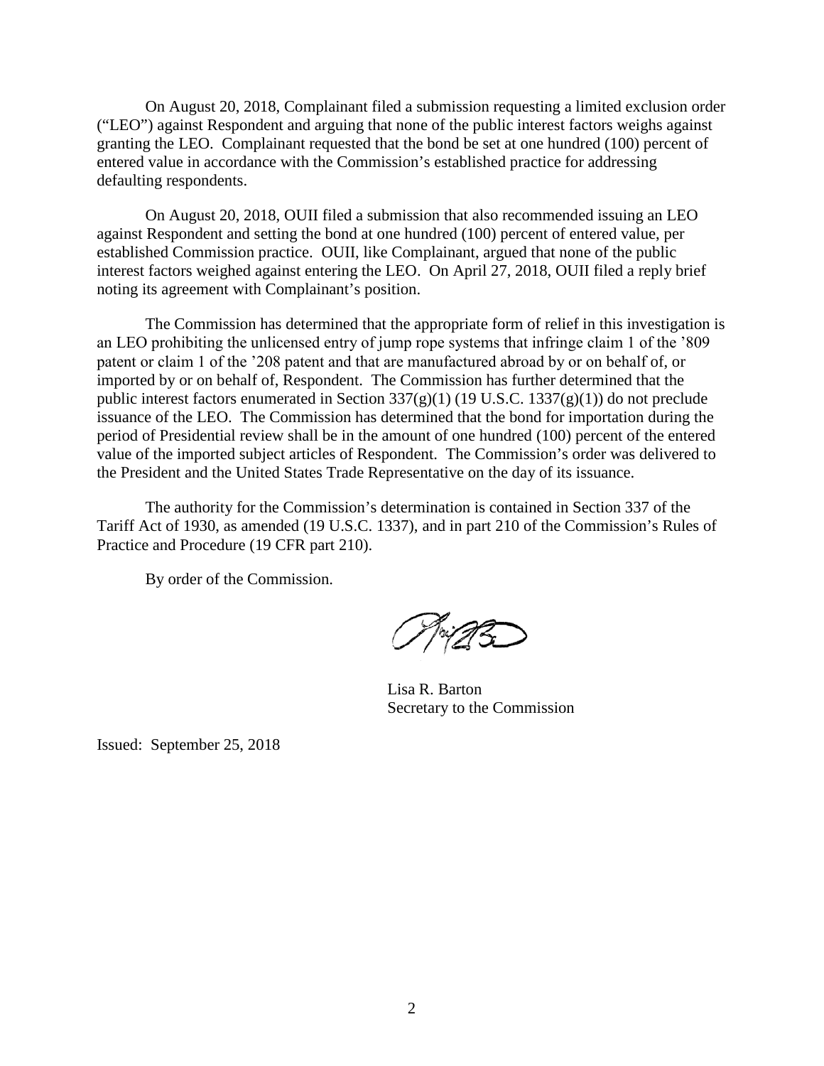On August 20, 2018, Complainant filed a submission requesting a limited exclusion order ("LEO") against Respondent and arguing that none of the public interest factors weighs against granting the LEO. Complainant requested that the bond be set at one hundred (100) percent of entered value in accordance with the Commission's established practice for addressing defaulting respondents.

On August 20, 2018, OUII filed a submission that also recommended issuing an LEO against Respondent and setting the bond at one hundred (100) percent of entered value, per established Commission practice. OUII, like Complainant, argued that none of the public interest factors weighed against entering the LEO. On April 27, 2018, OUII filed a reply brief noting its agreement with Complainant's position.

The Commission has determined that the appropriate form of relief in this investigation is an LEO prohibiting the unlicensed entry of jump rope systems that infringe claim 1 of the '809 patent or claim 1 of the '208 patent and that are manufactured abroad by or on behalf of, or imported by or on behalf of, Respondent. The Commission has further determined that the public interest factors enumerated in Section 337(g)(1) (19 U.S.C. 1337(g)(1)) do not preclude issuance of the LEO. The Commission has determined that the bond for importation during the period of Presidential review shall be in the amount of one hundred (100) percent of the entered value of the imported subject articles of Respondent. The Commission's order was delivered to the President and the United States Trade Representative on the day of its issuance.

The authority for the Commission's determination is contained in Section 337 of the Tariff Act of 1930, as amended (19 U.S.C. 1337), and in part 210 of the Commission's Rules of Practice and Procedure (19 CFR part 210).

By order of the Commission.

Lisa R. Barton
Secretary to the Commission

Issued: September 25, 2018